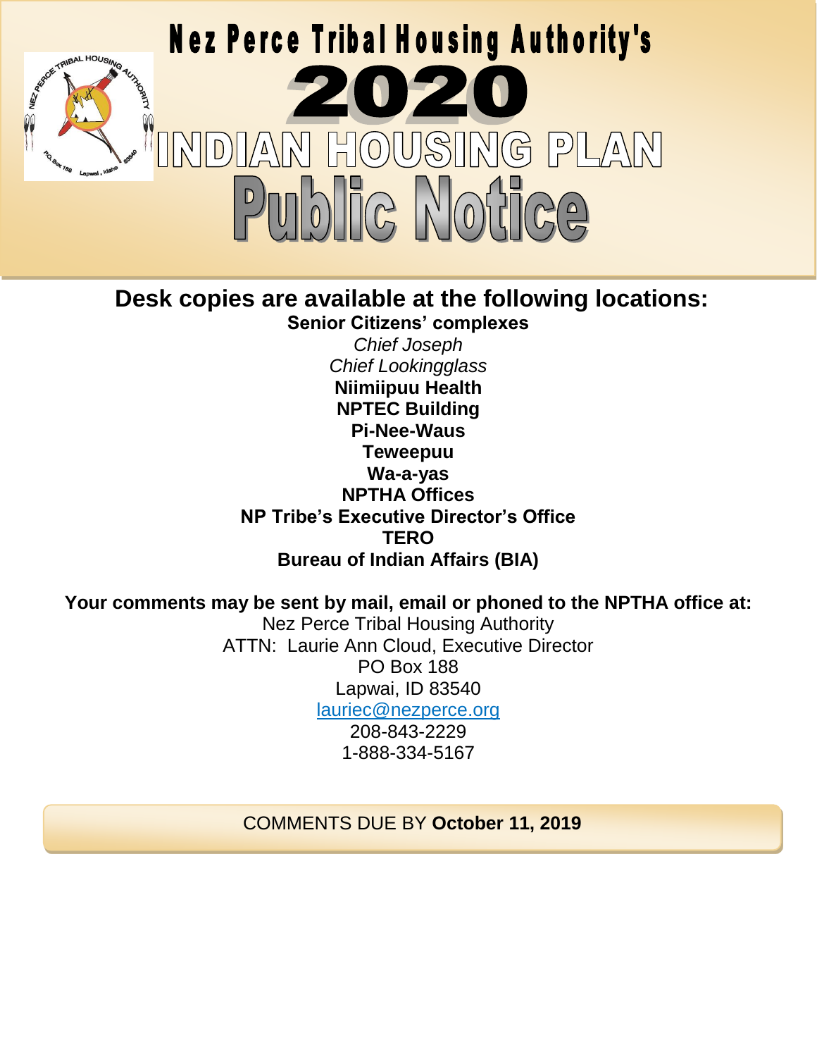# Nez Perce Tribal Housing Authority's

# 2020

# INDIAN HOUSING PLAN

# Public Notice

## Desk copies are available at the following locations:

**Senior Citizens' complexes**

*Chief Joseph*

*Chief Lookingglass*

**Niimiipuu Health**

**NPTEC Building**

**Pi-Nee-Waus**

**Teweepuu**

**Wa-a-yas**

**NPTHA Offices**

**NP Tribe's Executive Director's Office**

**TERO**

**Bureau of Indian Affairs (BIA)**

**Your comments may be sent by mail, email or phoned to the NPTHA office at:**

Nez Perce Tribal Housing Authority
ATTN: Laurie Ann Cloud, Executive Director
PO Box 188
Lapwai, ID 83540
lauriec@nezperce.org
208-843-2229
1-888-334-5167

COMMENTS DUE BY **October 11, 2019**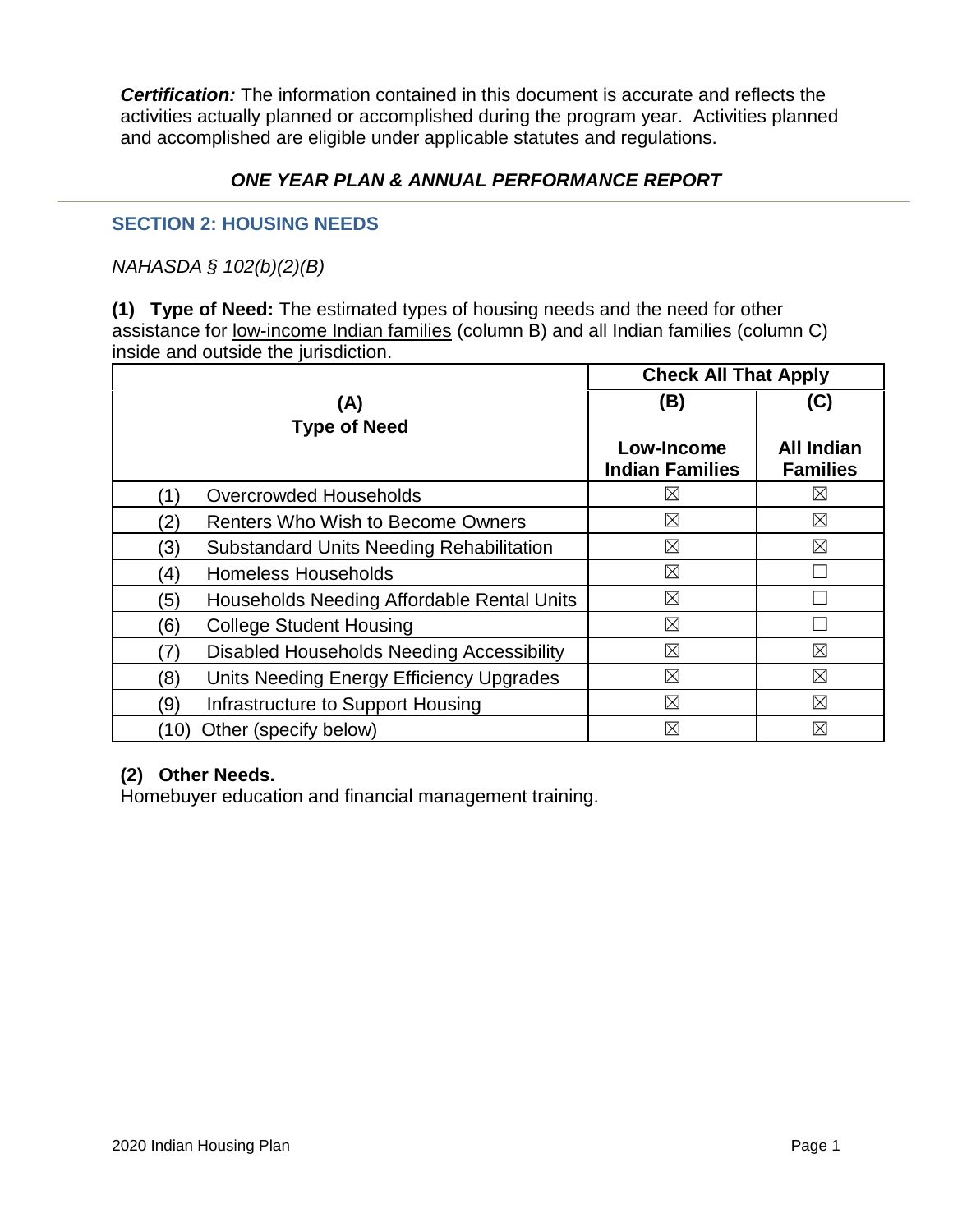***Certification:*** The information contained in this document is accurate and reflects the activities actually planned or accomplished during the program year. Activities planned and accomplished are eligible under applicable statutes and regulations.

***ONE YEAR PLAN & ANNUAL PERFORMANCE REPORT***

## SECTION 2: HOUSING NEEDS

*NAHASDA § 102(b)(2)(B)*

**(1) Type of Need:** The estimated types of housing needs and the need for other assistance for low-income Indian families (column B) and all Indian families (column C) inside and outside the jurisdiction.

| (A) Type of Need | Check All That Apply | |
|---|---|---|
| | (B) Low-Income Indian Families | (C) All Indian Families |
| (1) Overcrowded Households | ☒ | ☒ |
| (2) Renters Who Wish to Become Owners | ☒ | ☒ |
| (3) Substandard Units Needing Rehabilitation | ☒ | ☒ |
| (4) Homeless Households | ☒ | ☐ |
| (5) Households Needing Affordable Rental Units | ☒ | ☐ |
| (6) College Student Housing | ☒ | ☐ |
| (7) Disabled Households Needing Accessibility | ☒ | ☒ |
| (8) Units Needing Energy Efficiency Upgrades | ☒ | ☒ |
| (9) Infrastructure to Support Housing | ☒ | ☒ |
| (10) Other (specify below) | ☒ | ☒ |

**(2) Other Needs.**
Homebuyer education and financial management training.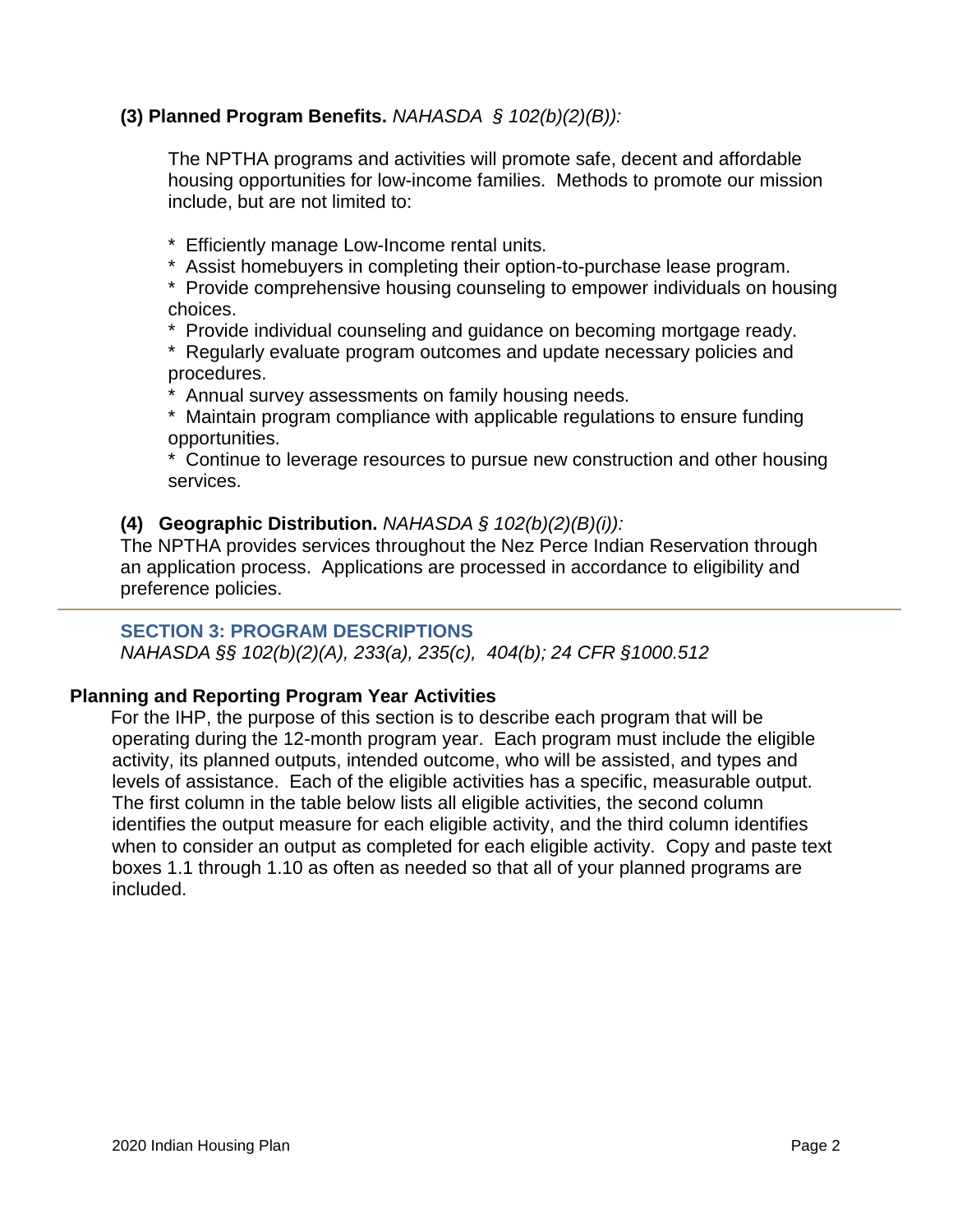**(3) Planned Program Benefits.** *NAHASDA § 102(b)(2)(B)):*

The NPTHA programs and activities will promote safe, decent and affordable housing opportunities for low-income families. Methods to promote our mission include, but are not limited to:

* Efficiently manage Low-Income rental units.
* Assist homebuyers in completing their option-to-purchase lease program.
* Provide comprehensive housing counseling to empower individuals on housing choices.
* Provide individual counseling and guidance on becoming mortgage ready.
* Regularly evaluate program outcomes and update necessary policies and procedures.
* Annual survey assessments on family housing needs.
* Maintain program compliance with applicable regulations to ensure funding opportunities.
* Continue to leverage resources to pursue new construction and other housing services.

**(4) Geographic Distribution.** *NAHASDA § 102(b)(2)(B)(i)):*

The NPTHA provides services throughout the Nez Perce Indian Reservation through an application process. Applications are processed in accordance to eligibility and preference policies.

---

## SECTION 3: PROGRAM DESCRIPTIONS

*NAHASDA §§ 102(b)(2)(A), 233(a), 235(c), 404(b); 24 CFR §1000.512*

**Planning and Reporting Program Year Activities**

For the IHP, the purpose of this section is to describe each program that will be operating during the 12-month program year. Each program must include the eligible activity, its planned outputs, intended outcome, who will be assisted, and types and levels of assistance. Each of the eligible activities has a specific, measurable output. The first column in the table below lists all eligible activities, the second column identifies the output measure for each eligible activity, and the third column identifies when to consider an output as completed for each eligible activity. Copy and paste text boxes 1.1 through 1.10 as often as needed so that all of your planned programs are included.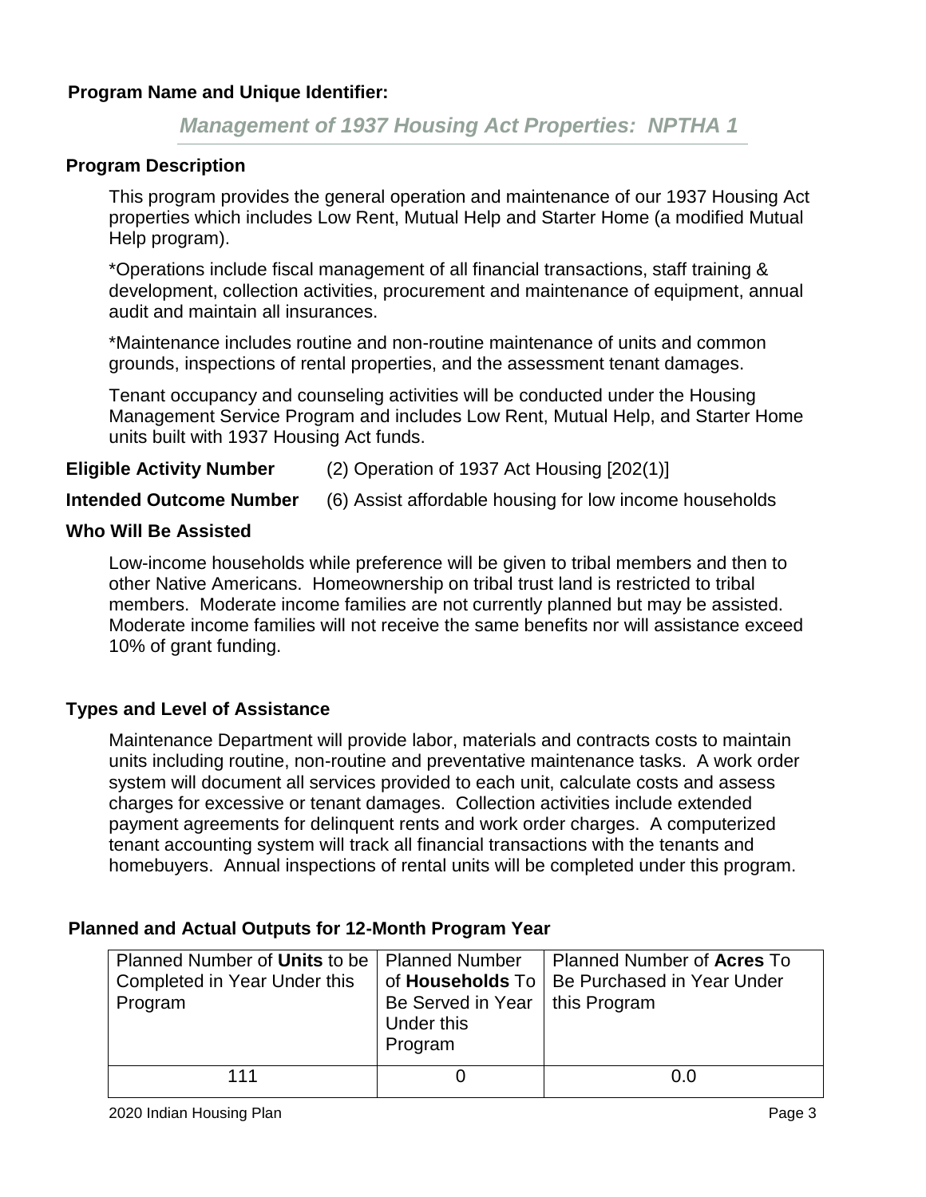**Program Name and Unique Identifier:**

*Management of 1937 Housing Act Properties: NPTHA 1*

**Program Description**

This program provides the general operation and maintenance of our 1937 Housing Act properties which includes Low Rent, Mutual Help and Starter Home (a modified Mutual Help program).

*Operations include fiscal management of all financial transactions, staff training & development, collection activities, procurement and maintenance of equipment, annual audit and maintain all insurances.

*Maintenance includes routine and non-routine maintenance of units and common grounds, inspections of rental properties, and the assessment tenant damages.

Tenant occupancy and counseling activities will be conducted under the Housing Management Service Program and includes Low Rent, Mutual Help, and Starter Home units built with 1937 Housing Act funds.

**Eligible Activity Number** (2) Operation of 1937 Act Housing [202(1)]

**Intended Outcome Number** (6) Assist affordable housing for low income households

**Who Will Be Assisted**

Low-income households while preference will be given to tribal members and then to other Native Americans. Homeownership on tribal trust land is restricted to tribal members. Moderate income families are not currently planned but may be assisted. Moderate income families will not receive the same benefits nor will assistance exceed 10% of grant funding.

**Types and Level of Assistance**

Maintenance Department will provide labor, materials and contracts costs to maintain units including routine, non-routine and preventative maintenance tasks. A work order system will document all services provided to each unit, calculate costs and assess charges for excessive or tenant damages. Collection activities include extended payment agreements for delinquent rents and work order charges. A computerized tenant accounting system will track all financial transactions with the tenants and homebuyers. Annual inspections of rental units will be completed under this program.

**Planned and Actual Outputs for 12-Month Program Year**

| Planned Number of **Units** to be Completed in Year Under this Program | Planned Number of **Households** To Be Served in Year Under this Program | Planned Number of **Acres** To Be Purchased in Year Under this Program |
|---|---|---|
| 111 | 0 | 0.0 |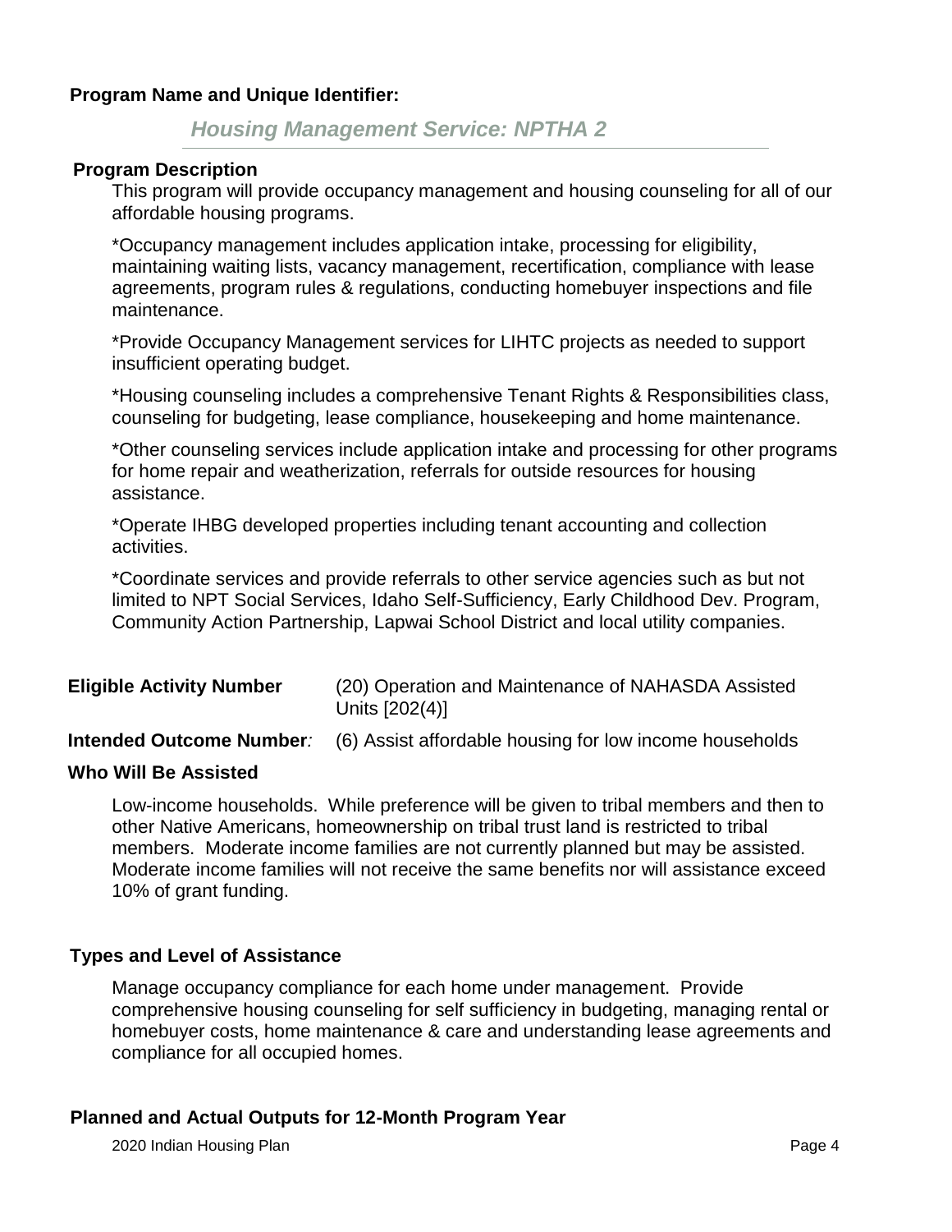**Program Name and Unique Identifier:**

*Housing Management Service: NPTHA 2*

**Program Description**

This program will provide occupancy management and housing counseling for all of our affordable housing programs.

*Occupancy management includes application intake, processing for eligibility, maintaining waiting lists, vacancy management, recertification, compliance with lease agreements, program rules & regulations, conducting homebuyer inspections and file maintenance.

*Provide Occupancy Management services for LIHTC projects as needed to support insufficient operating budget.

*Housing counseling includes a comprehensive Tenant Rights & Responsibilities class, counseling for budgeting, lease compliance, housekeeping and home maintenance.

*Other counseling services include application intake and processing for other programs for home repair and weatherization, referrals for outside resources for housing assistance.

*Operate IHBG developed properties including tenant accounting and collection activities.

*Coordinate services and provide referrals to other service agencies such as but not limited to NPT Social Services, Idaho Self-Sufficiency, Early Childhood Dev. Program, Community Action Partnership, Lapwai School District and local utility companies.

**Eligible Activity Number** (20) Operation and Maintenance of NAHASDA Assisted Units [202(4)]

**Intended Outcome Number***:* (6) Assist affordable housing for low income households

**Who Will Be Assisted**

Low-income households. While preference will be given to tribal members and then to other Native Americans, homeownership on tribal trust land is restricted to tribal members. Moderate income families are not currently planned but may be assisted. Moderate income families will not receive the same benefits nor will assistance exceed 10% of grant funding.

**Types and Level of Assistance**

Manage occupancy compliance for each home under management. Provide comprehensive housing counseling for self sufficiency in budgeting, managing rental or homebuyer costs, home maintenance & care and understanding lease agreements and compliance for all occupied homes.

**Planned and Actual Outputs for 12-Month Program Year**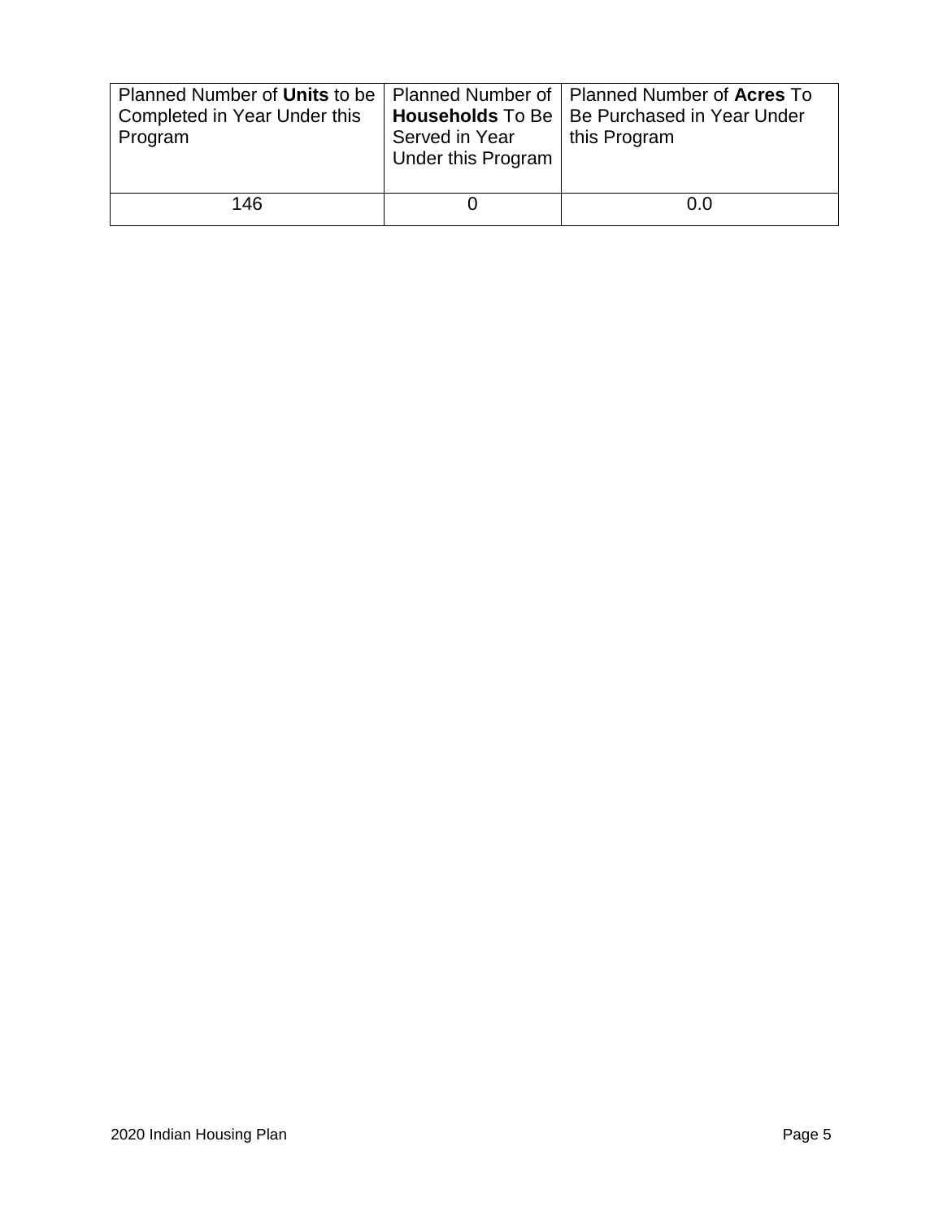| Planned Number of **Units** to be Completed in Year Under this Program | Planned Number of **Households** To Be Served in Year Under this Program | Planned Number of **Acres** To Be Purchased in Year Under this Program |
|---|---|---|
| 146 | 0 | 0.0 |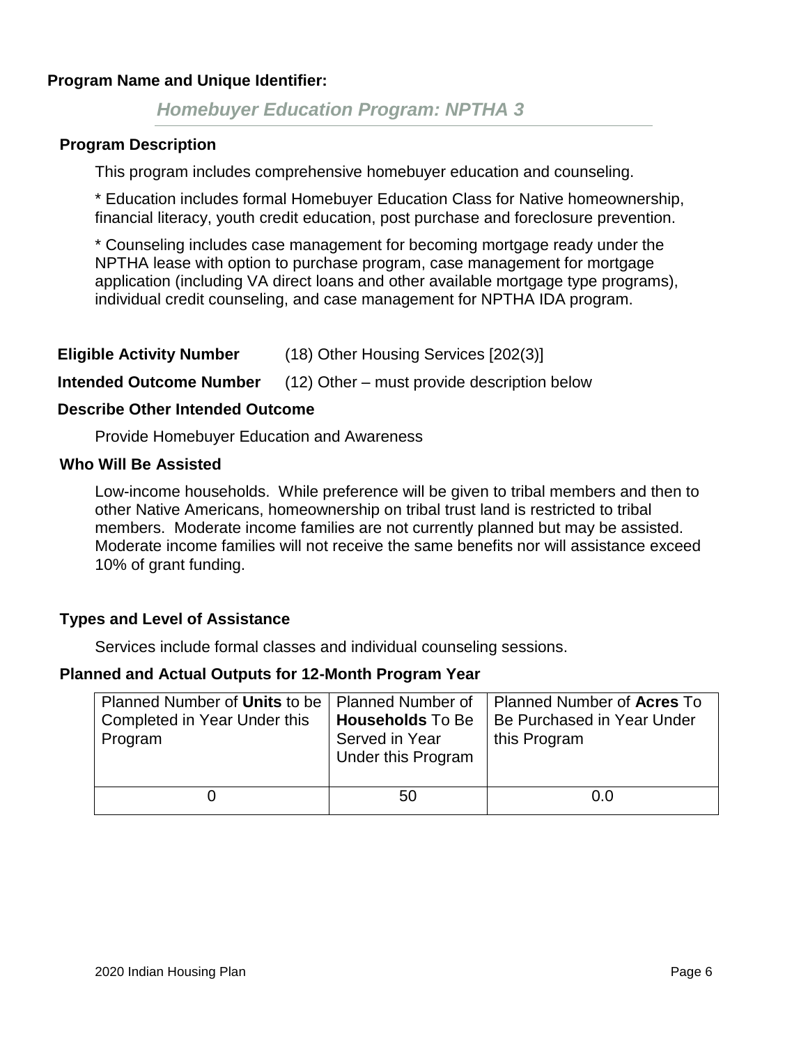**Program Name and Unique Identifier:**

*Homebuyer Education Program: NPTHA 3*

**Program Description**

This program includes comprehensive homebuyer education and counseling.

* Education includes formal Homebuyer Education Class for Native homeownership, financial literacy, youth credit education, post purchase and foreclosure prevention.

* Counseling includes case management for becoming mortgage ready under the NPTHA lease with option to purchase program, case management for mortgage application (including VA direct loans and other available mortgage type programs), individual credit counseling, and case management for NPTHA IDA program.

**Eligible Activity Number** (18) Other Housing Services [202(3)]

**Intended Outcome Number** (12) Other – must provide description below

**Describe Other Intended Outcome**

Provide Homebuyer Education and Awareness

**Who Will Be Assisted**

Low-income households. While preference will be given to tribal members and then to other Native Americans, homeownership on tribal trust land is restricted to tribal members. Moderate income families are not currently planned but may be assisted. Moderate income families will not receive the same benefits nor will assistance exceed 10% of grant funding.

**Types and Level of Assistance**

Services include formal classes and individual counseling sessions.

**Planned and Actual Outputs for 12-Month Program Year**

| Planned Number of **Units** to be Completed in Year Under this Program | Planned Number of **Households** To Be Served in Year Under this Program | Planned Number of **Acres** To Be Purchased in Year Under this Program |
|---|---|---|
| 0 | 50 | 0.0 |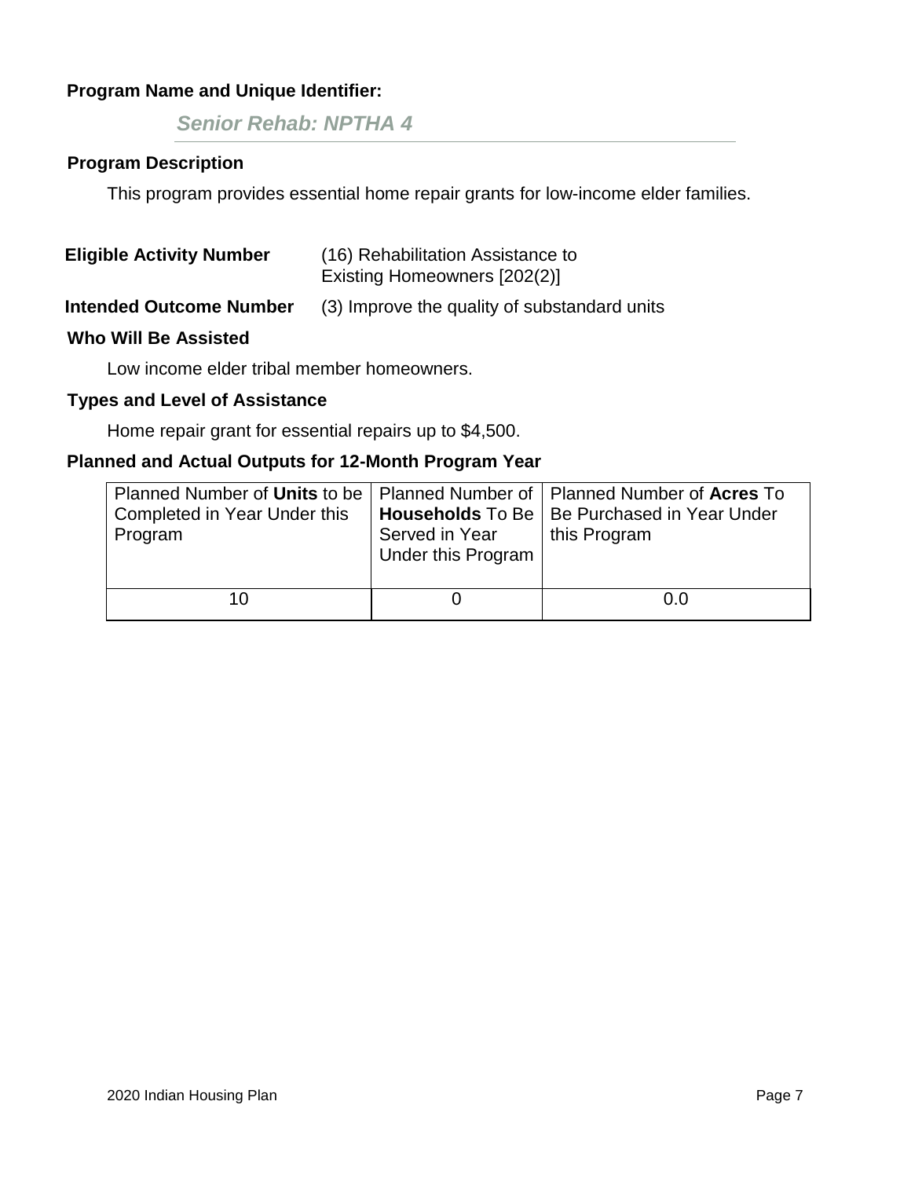**Program Name and Unique Identifier:**

***Senior Rehab: NPTHA 4***

**Program Description**

This program provides essential home repair grants for low-income elder families.

**Eligible Activity Number** (16) Rehabilitation Assistance to Existing Homeowners [202(2)]

**Intended Outcome Number** (3) Improve the quality of substandard units

**Who Will Be Assisted**

Low income elder tribal member homeowners.

**Types and Level of Assistance**

Home repair grant for essential repairs up to $4,500.

**Planned and Actual Outputs for 12-Month Program Year**

| Planned Number of **Units** to be Completed in Year Under this Program | Planned Number of **Households** To Be Served in Year Under this Program | Planned Number of **Acres** To Be Purchased in Year Under this Program |
|---|---|---|
| 10 | 0 | 0.0 |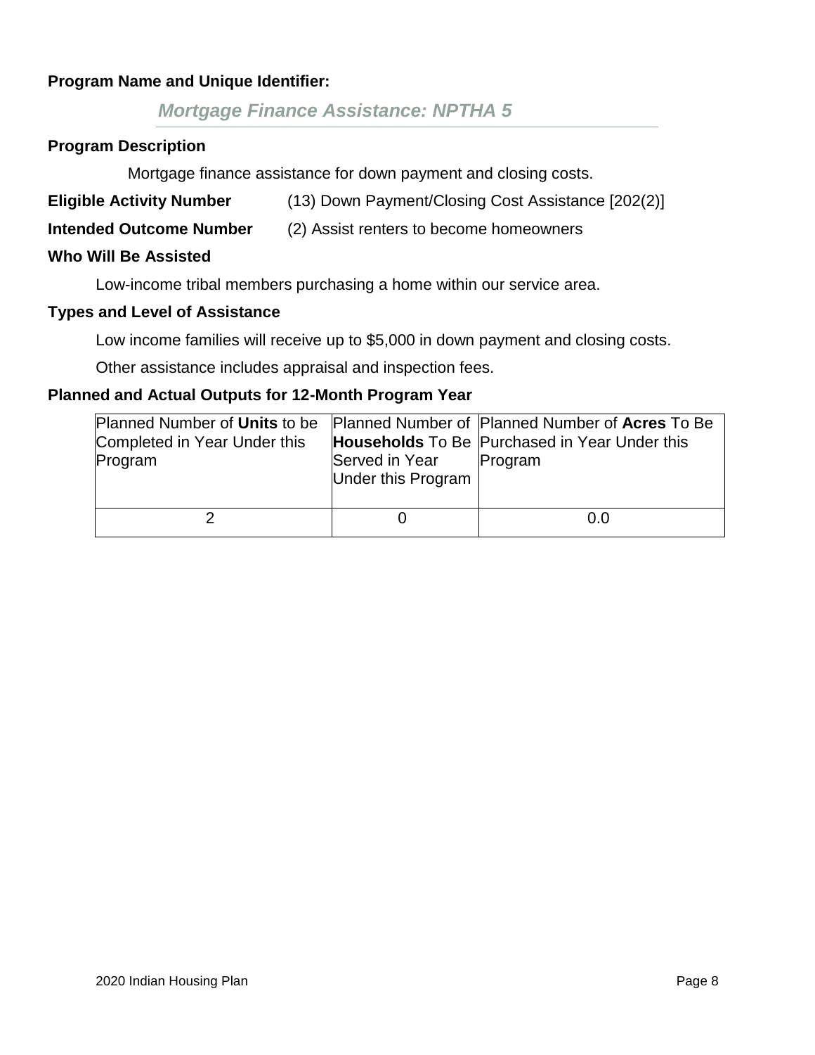**Program Name and Unique Identifier:**

*Mortgage Finance Assistance: NPTHA 5*

**Program Description**

Mortgage finance assistance for down payment and closing costs.

**Eligible Activity Number** (13) Down Payment/Closing Cost Assistance [202(2)]

**Intended Outcome Number** (2) Assist renters to become homeowners

**Who Will Be Assisted**

Low-income tribal members purchasing a home within our service area.

**Types and Level of Assistance**

Low income families will receive up to $5,000 in down payment and closing costs.

Other assistance includes appraisal and inspection fees.

**Planned and Actual Outputs for 12-Month Program Year**

| Planned Number of **Units** to be Completed in Year Under this Program | Planned Number of **Households** To Be Served in Year Under this Program | Planned Number of **Acres** To Be Purchased in Year Under this Program |
| --- | --- | --- |
| 2 | 0 | 0.0 |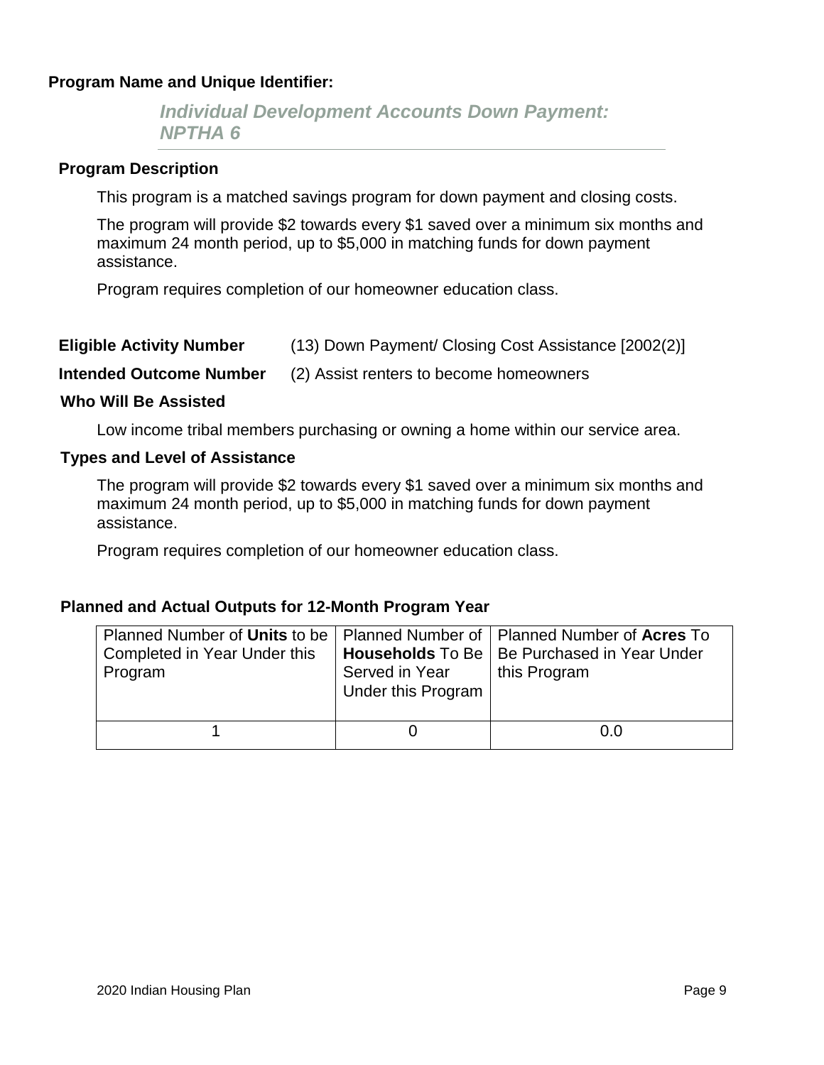**Program Name and Unique Identifier:**

***Individual Development Accounts Down Payment: NPTHA 6***

**Program Description**

This program is a matched savings program for down payment and closing costs.

The program will provide $2 towards every $1 saved over a minimum six months and maximum 24 month period, up to $5,000 in matching funds for down payment assistance.

Program requires completion of our homeowner education class.

**Eligible Activity Number** (13) Down Payment/ Closing Cost Assistance [2002(2)]

**Intended Outcome Number** (2) Assist renters to become homeowners

**Who Will Be Assisted**

Low income tribal members purchasing or owning a home within our service area.

**Types and Level of Assistance**

The program will provide $2 towards every $1 saved over a minimum six months and maximum 24 month period, up to $5,000 in matching funds for down payment assistance.

Program requires completion of our homeowner education class.

**Planned and Actual Outputs for 12-Month Program Year**

| Planned Number of **Units** to be Completed in Year Under this Program | Planned Number of **Households** To Be Served in Year Under this Program | Planned Number of **Acres** To Be Purchased in Year Under this Program |
|---|---|---|
| 1 | 0 | 0.0 |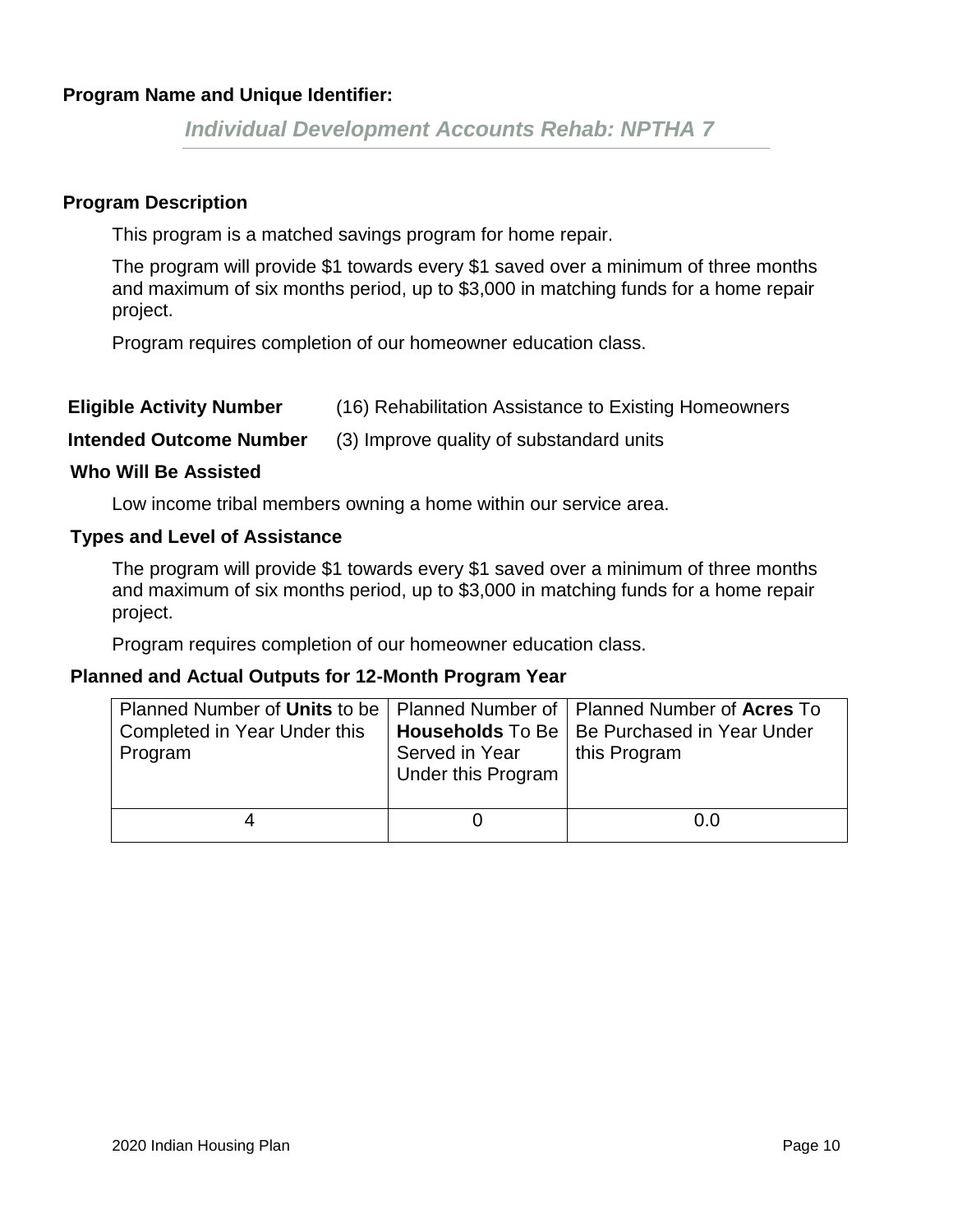**Program Name and Unique Identifier:**

*Individual Development Accounts Rehab: NPTHA 7*

**Program Description**

This program is a matched savings program for home repair.

The program will provide $1 towards every $1 saved over a minimum of three months and maximum of six months period, up to $3,000 in matching funds for a home repair project.

Program requires completion of our homeowner education class.

**Eligible Activity Number** (16) Rehabilitation Assistance to Existing Homeowners

**Intended Outcome Number** (3) Improve quality of substandard units

**Who Will Be Assisted**

Low income tribal members owning a home within our service area.

**Types and Level of Assistance**

The program will provide $1 towards every $1 saved over a minimum of three months and maximum of six months period, up to $3,000 in matching funds for a home repair project.

Program requires completion of our homeowner education class.

**Planned and Actual Outputs for 12-Month Program Year**

| Planned Number of **Units** to be Completed in Year Under this Program | Planned Number of **Households** To Be Served in Year Under this Program | Planned Number of **Acres** To Be Purchased in Year Under this Program |
|---|---|---|
| 4 | 0 | 0.0 |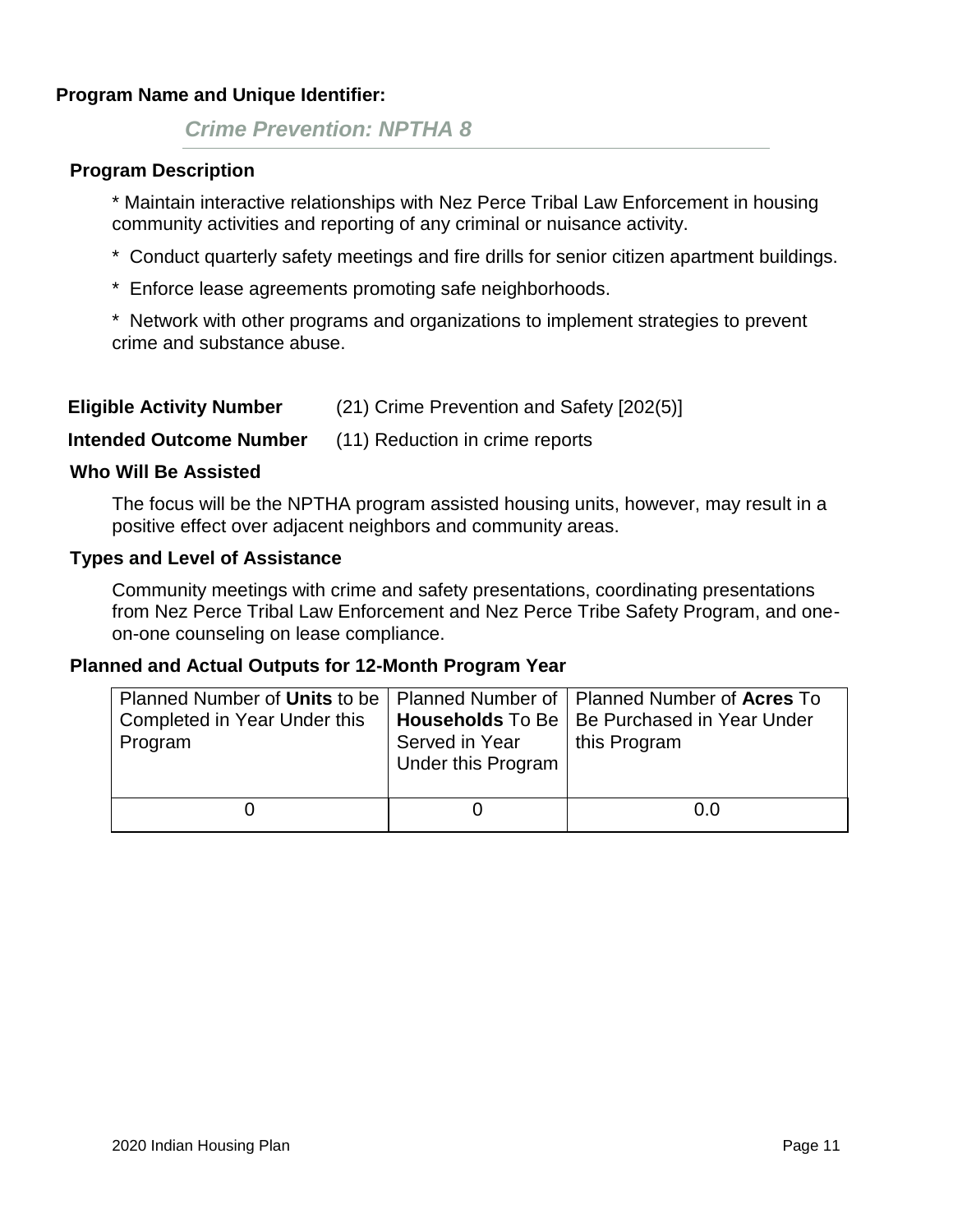**Program Name and Unique Identifier:**

*Crime Prevention: NPTHA 8*

**Program Description**

* Maintain interactive relationships with Nez Perce Tribal Law Enforcement in housing community activities and reporting of any criminal or nuisance activity.

* Conduct quarterly safety meetings and fire drills for senior citizen apartment buildings.

* Enforce lease agreements promoting safe neighborhoods.

* Network with other programs and organizations to implement strategies to prevent crime and substance abuse.

**Eligible Activity Number** (21) Crime Prevention and Safety [202(5)]

**Intended Outcome Number** (11) Reduction in crime reports

**Who Will Be Assisted**

The focus will be the NPTHA program assisted housing units, however, may result in a positive effect over adjacent neighbors and community areas.

**Types and Level of Assistance**

Community meetings with crime and safety presentations, coordinating presentations from Nez Perce Tribal Law Enforcement and Nez Perce Tribe Safety Program, and one-on-one counseling on lease compliance.

**Planned and Actual Outputs for 12-Month Program Year**

| Planned Number of **Units** to be Completed in Year Under this Program | Planned Number of **Households** To Be Served in Year Under this Program | Planned Number of **Acres** To Be Purchased in Year Under this Program |
|---|---|---|
| 0 | 0 | 0.0 |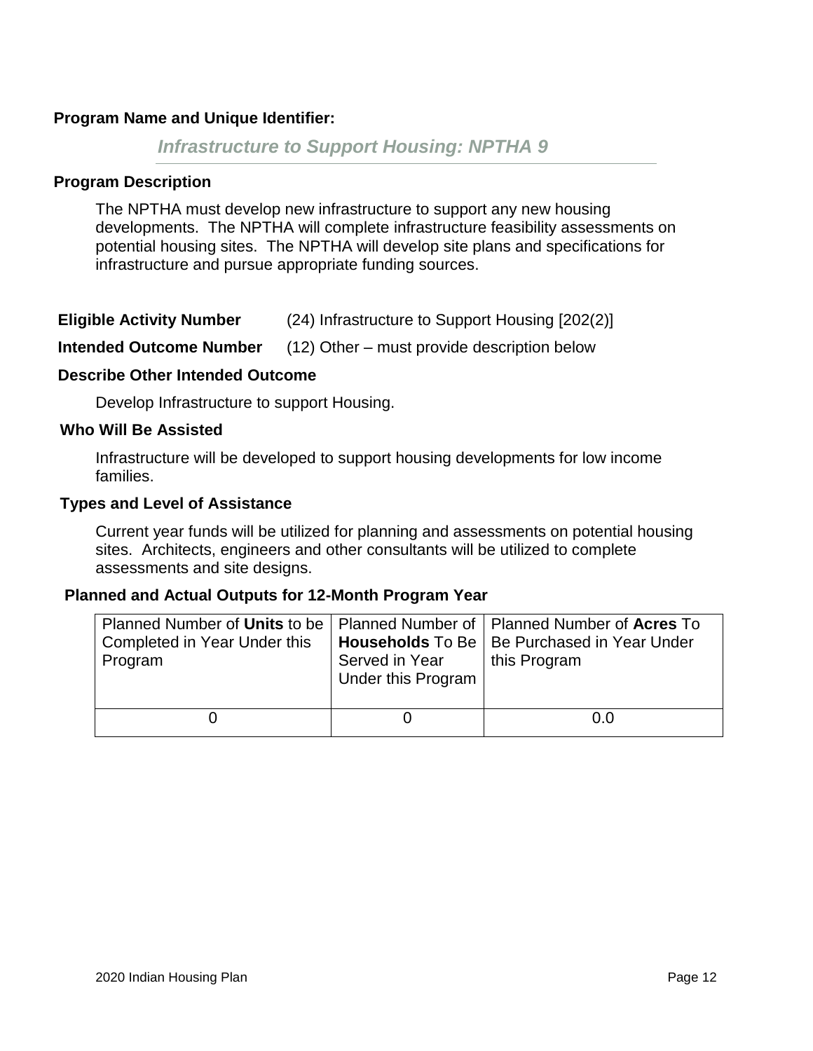**Program Name and Unique Identifier:**

***Infrastructure to Support Housing: NPTHA 9***

**Program Description**

The NPTHA must develop new infrastructure to support any new housing developments. The NPTHA will complete infrastructure feasibility assessments on potential housing sites. The NPTHA will develop site plans and specifications for infrastructure and pursue appropriate funding sources.

**Eligible Activity Number** (24) Infrastructure to Support Housing [202(2)]

**Intended Outcome Number** (12) Other – must provide description below

**Describe Other Intended Outcome**

Develop Infrastructure to support Housing.

**Who Will Be Assisted**

Infrastructure will be developed to support housing developments for low income families.

**Types and Level of Assistance**

Current year funds will be utilized for planning and assessments on potential housing sites. Architects, engineers and other consultants will be utilized to complete assessments and site designs.

**Planned and Actual Outputs for 12-Month Program Year**

| Planned Number of **Units** to be Completed in Year Under this Program | Planned Number of **Households** To Be Served in Year Under this Program | Planned Number of **Acres** To Be Purchased in Year Under this Program |
|---|---|---|
| 0 | 0 | 0.0 |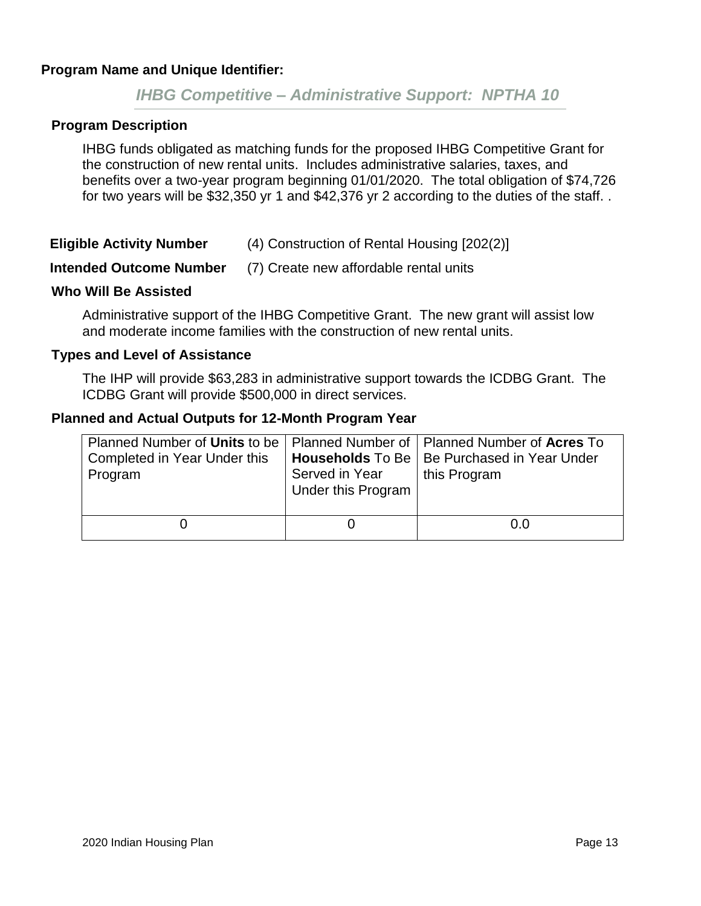**Program Name and Unique Identifier:**

***IHBG Competitive – Administrative Support: NPTHA 10***

**Program Description**

IHBG funds obligated as matching funds for the proposed IHBG Competitive Grant for the construction of new rental units. Includes administrative salaries, taxes, and benefits over a two-year program beginning 01/01/2020. The total obligation of $74,726 for two years will be $32,350 yr 1 and $42,376 yr 2 according to the duties of the staff. .

**Eligible Activity Number** (4) Construction of Rental Housing [202(2)]

**Intended Outcome Number** (7) Create new affordable rental units

**Who Will Be Assisted**

Administrative support of the IHBG Competitive Grant. The new grant will assist low and moderate income families with the construction of new rental units.

**Types and Level of Assistance**

The IHP will provide $63,283 in administrative support towards the ICDBG Grant. The ICDBG Grant will provide $500,000 in direct services.

**Planned and Actual Outputs for 12-Month Program Year**

| Planned Number of **Units** to be Completed in Year Under this Program | Planned Number of **Households** To Be Served in Year Under this Program | Planned Number of **Acres** To Be Purchased in Year Under this Program |
|---|---|---|
| 0 | 0 | 0.0 |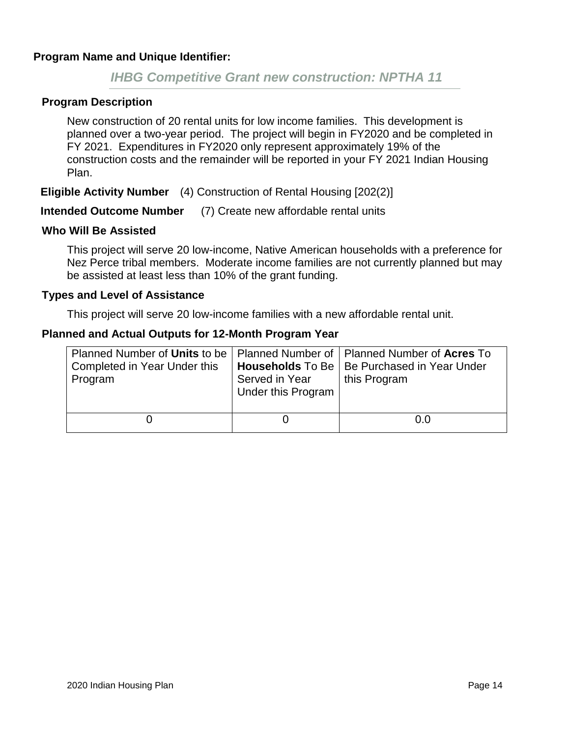**Program Name and Unique Identifier:**

## *IHBG Competitive Grant new construction: NPTHA 11*

**Program Description**

New construction of 20 rental units for low income families. This development is planned over a two-year period. The project will begin in FY2020 and be completed in FY 2021. Expenditures in FY2020 only represent approximately 19% of the construction costs and the remainder will be reported in your FY 2021 Indian Housing Plan.

**Eligible Activity Number** (4) Construction of Rental Housing [202(2)]

**Intended Outcome Number** (7) Create new affordable rental units

**Who Will Be Assisted**

This project will serve 20 low-income, Native American households with a preference for Nez Perce tribal members. Moderate income families are not currently planned but may be assisted at least less than 10% of the grant funding.

**Types and Level of Assistance**

This project will serve 20 low-income families with a new affordable rental unit.

**Planned and Actual Outputs for 12-Month Program Year**

| Planned Number of **Units** to be Completed in Year Under this Program | Planned Number of **Households** To Be Served in Year Under this Program | Planned Number of **Acres** To Be Purchased in Year Under this Program |
|---|---|---|
| 0 | 0 | 0.0 |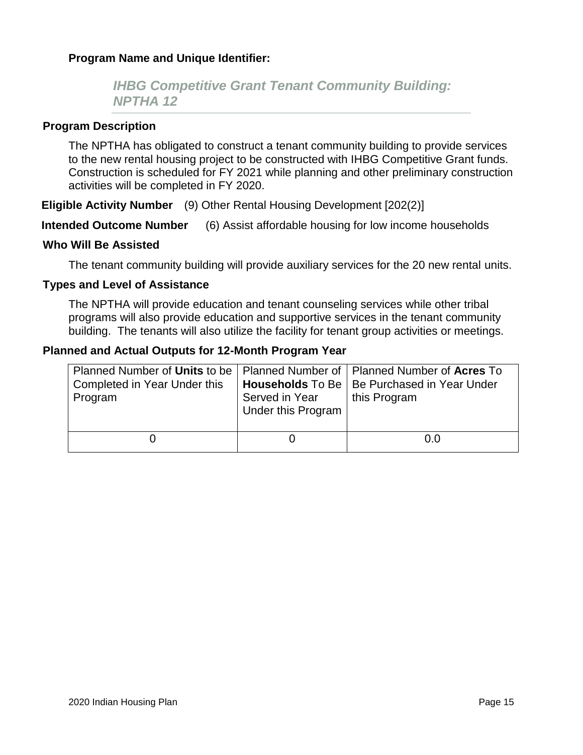**Program Name and Unique Identifier:**

## *IHBG Competitive Grant Tenant Community Building: NPTHA 12*

**Program Description**

The NPTHA has obligated to construct a tenant community building to provide services to the new rental housing project to be constructed with IHBG Competitive Grant funds. Construction is scheduled for FY 2021 while planning and other preliminary construction activities will be completed in FY 2020.

**Eligible Activity Number** (9) Other Rental Housing Development [202(2)]

**Intended Outcome Number** (6) Assist affordable housing for low income households

**Who Will Be Assisted**

The tenant community building will provide auxiliary services for the 20 new rental units.

**Types and Level of Assistance**

The NPTHA will provide education and tenant counseling services while other tribal programs will also provide education and supportive services in the tenant community building. The tenants will also utilize the facility for tenant group activities or meetings.

**Planned and Actual Outputs for 12-Month Program Year**

| Planned Number of **Units** to be Completed in Year Under this Program | Planned Number of **Households** To Be Served in Year Under this Program | Planned Number of **Acres** To Be Purchased in Year Under this Program |
|---|---|---|
| 0 | 0 | 0.0 |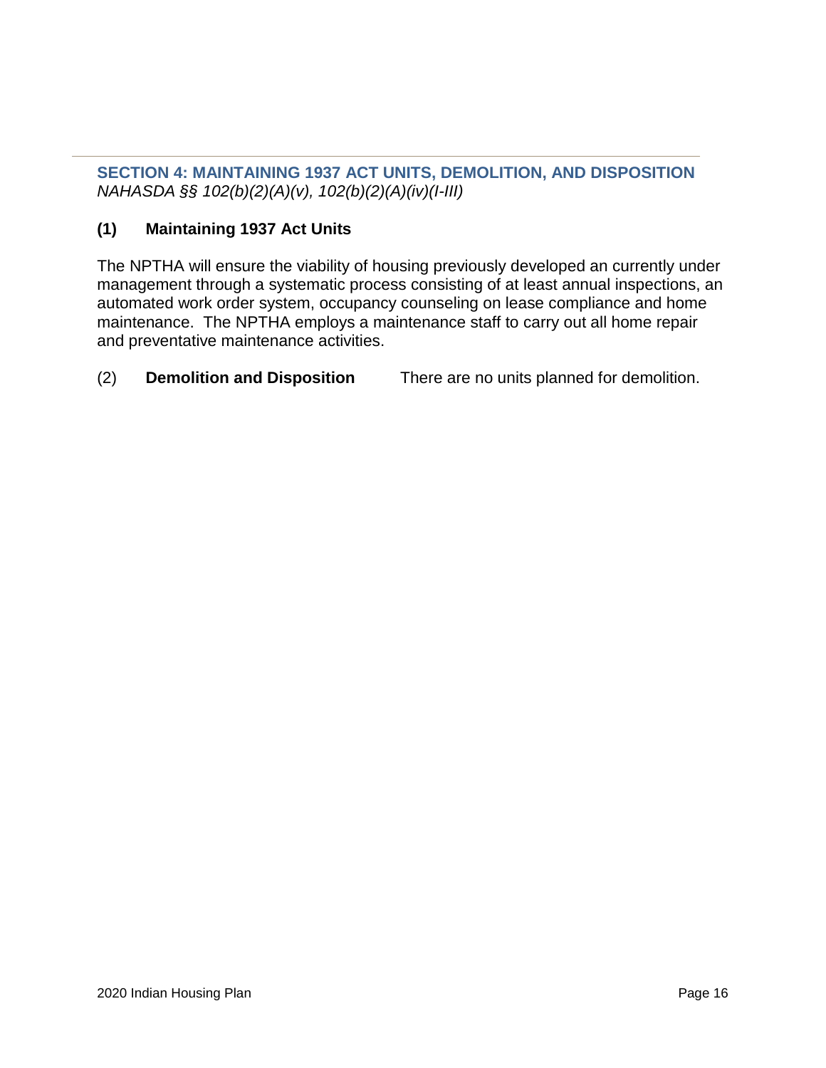## SECTION 4: MAINTAINING 1937 ACT UNITS, DEMOLITION, AND DISPOSITION

*NAHASDA §§ 102(b)(2)(A)(v), 102(b)(2)(A)(iv)(I-III)*

### (1) Maintaining 1937 Act Units

The NPTHA will ensure the viability of housing previously developed an currently under management through a systematic process consisting of at least annual inspections, an automated work order system, occupancy counseling on lease compliance and home maintenance. The NPTHA employs a maintenance staff to carry out all home repair and preventative maintenance activities.

(2) **Demolition and Disposition** There are no units planned for demolition.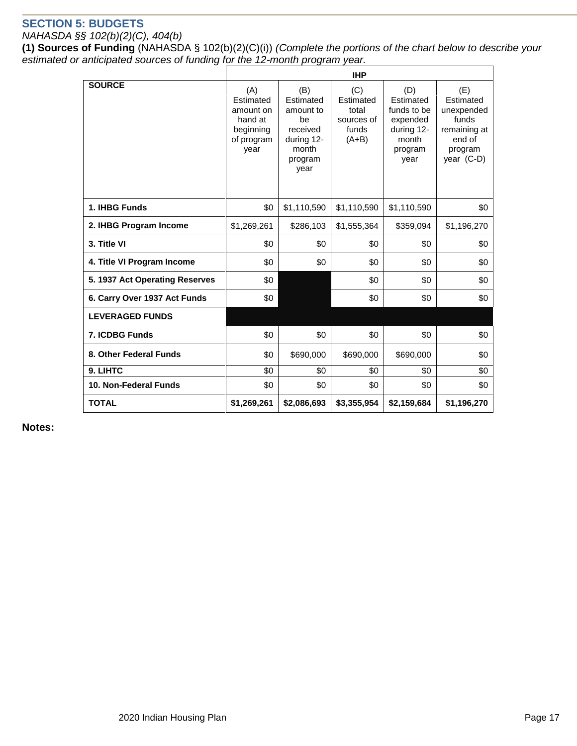## SECTION 5: BUDGETS

*NAHASDA §§ 102(b)(2)(C), 404(b)*

**(1) Sources of Funding** (NAHASDA § 102(b)(2)(C)(i)) *(Complete the portions of the chart below to describe your estimated or anticipated sources of funding for the 12-month program year.*

| SOURCE | IHP | | | | |
|---|---|---|---|---|---|
| | (A) Estimated amount on hand at beginning of program year | (B) Estimated amount to be received during 12-month program year | (C) Estimated total sources of funds (A+B) | (D) Estimated funds to be expended during 12-month program year | (E) Estimated unexpended funds remaining at end of program year (C-D) |
| **1. IHBG Funds** | $0 | $1,110,590 | $1,110,590 | $1,110,590 | $0 |
| **2. IHBG Program Income** | $1,269,261 | $286,103 | $1,555,364 | $359,094 | $1,196,270 |
| **3. Title VI** | $0 | $0 | $0 | $0 | $0 |
| **4. Title VI Program Income** | $0 | $0 | $0 | $0 | $0 |
| **5. 1937 Act Operating Reserves** | $0 | | $0 | $0 | $0 |
| **6. Carry Over 1937 Act Funds** | $0 | | $0 | $0 | $0 |
| **LEVERAGED FUNDS** | | | | | |
| **7. ICDBG Funds** | $0 | $0 | $0 | $0 | $0 |
| **8. Other Federal Funds** | $0 | $690,000 | $690,000 | $690,000 | $0 |
| **9. LIHTC** | $0 | $0 | $0 | $0 | $0 |
| **10. Non-Federal Funds** | $0 | $0 | $0 | $0 | $0 |
| **TOTAL** | **$1,269,261** | **$2,086,693** | **$3,355,954** | **$2,159,684** | **$1,196,270** |

**Notes:**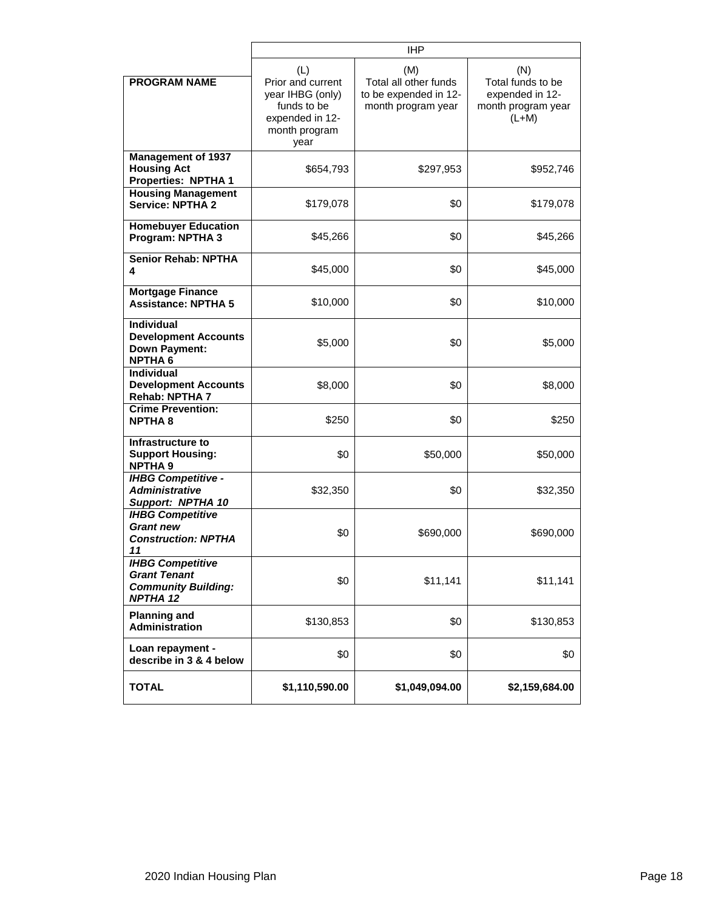| PROGRAM NAME | IHP | | |
|---|---|---|---|
| | (L) Prior and current year IHBG (only) funds to be expended in 12-month program year | (M) Total all other funds to be expended in 12-month program year | (N) Total funds to be expended in 12-month program year (L+M) |
| **Management of 1937 Housing Act Properties: NPTHA 1** | $654,793 | $297,953 | $952,746 |
| **Housing Management Service: NPTHA 2** | $179,078 | $0 | $179,078 |
| **Homebuyer Education Program: NPTHA 3** | $45,266 | $0 | $45,266 |
| **Senior Rehab: NPTHA 4** | $45,000 | $0 | $45,000 |
| **Mortgage Finance Assistance: NPTHA 5** | $10,000 | $0 | $10,000 |
| **Individual Development Accounts Down Payment: NPTHA 6** | $5,000 | $0 | $5,000 |
| **Individual Development Accounts Rehab: NPTHA 7** | $8,000 | $0 | $8,000 |
| **Crime Prevention: NPTHA 8** | $250 | $0 | $250 |
| **Infrastructure to Support Housing: NPTHA 9** | $0 | $50,000 | $50,000 |
| ***IHBG Competitive - Administrative Support: NPTHA 10*** | $32,350 | $0 | $32,350 |
| ***IHBG Competitive Grant new Construction: NPTHA 11*** | $0 | $690,000 | $690,000 |
| ***IHBG Competitive Grant Tenant Community Building: NPTHA 12*** | $0 | $11,141 | $11,141 |
| **Planning and Administration** | $130,853 | $0 | $130,853 |
| **Loan repayment - describe in 3 & 4 below** | $0 | $0 | $0 |
| **TOTAL** | **$1,110,590.00** | **$1,049,094.00** | **$2,159,684.00** |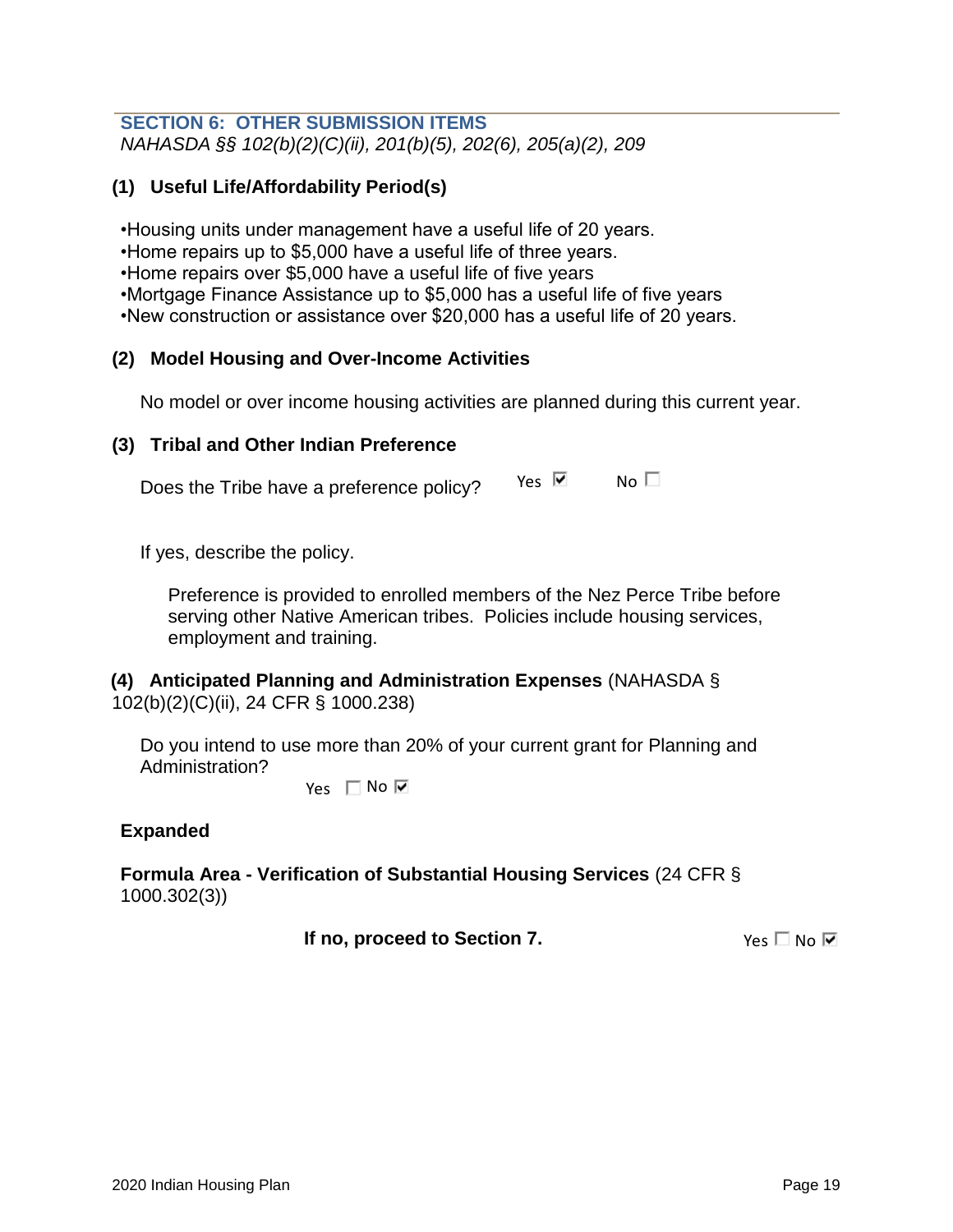## SECTION 6: OTHER SUBMISSION ITEMS

*NAHASDA §§ 102(b)(2)(C)(ii), 201(b)(5), 202(6), 205(a)(2), 209*

### (1) Useful Life/Affordability Period(s)

- Housing units under management have a useful life of 20 years.
- Home repairs up to $5,000 have a useful life of three years.
- Home repairs over $5,000 have a useful life of five years
- Mortgage Finance Assistance up to $5,000 has a useful life of five years
- New construction or assistance over $20,000 has a useful life of 20 years.

### (2) Model Housing and Over-Income Activities

No model or over income housing activities are planned during this current year.

### (3) Tribal and Other Indian Preference

Does the Tribe have a preference policy? Yes ☑ No ☐

If yes, describe the policy.

Preference is provided to enrolled members of the Nez Perce Tribe before serving other Native American tribes. Policies include housing services, employment and training.

### (4) Anticipated Planning and Administration Expenses (NAHASDA § 102(b)(2)(C)(ii), 24 CFR § 1000.238)

Do you intend to use more than 20% of your current grant for Planning and Administration?

Yes ☐ No ☑

**Expanded**

**Formula Area - Verification of Substantial Housing Services** (24 CFR § 1000.302(3))

**If no, proceed to Section 7.** Yes ☐ No ☑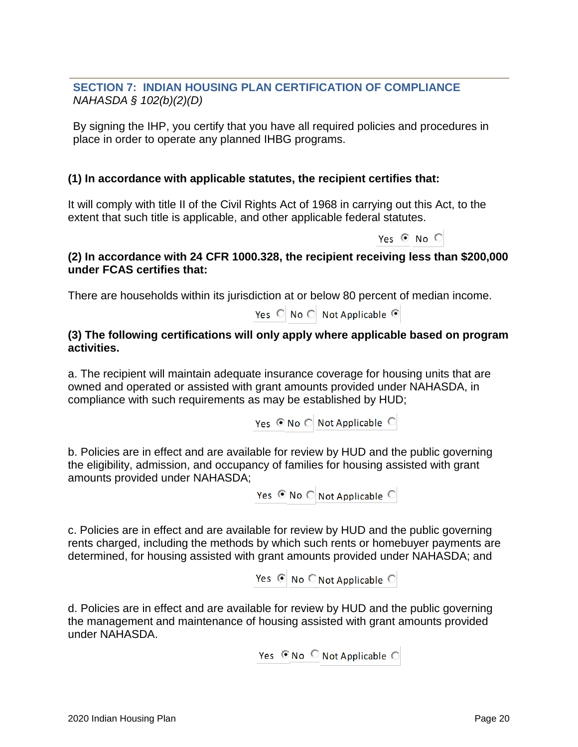## SECTION 7: INDIAN HOUSING PLAN CERTIFICATION OF COMPLIANCE

*NAHASDA § 102(b)(2)(D)*

By signing the IHP, you certify that you have all required policies and procedures in place in order to operate any planned IHBG programs.

**(1) In accordance with applicable statutes, the recipient certifies that:**

It will comply with title II of the Civil Rights Act of 1968 in carrying out this Act, to the extent that such title is applicable, and other applicable federal statutes.

Yes ◉ No ○

**(2) In accordance with 24 CFR 1000.328, the recipient receiving less than $200,000 under FCAS certifies that:**

There are households within its jurisdiction at or below 80 percent of median income.

Yes ○ No ○ Not Applicable ◉

**(3) The following certifications will only apply where applicable based on program activities.**

a. The recipient will maintain adequate insurance coverage for housing units that are owned and operated or assisted with grant amounts provided under NAHASDA, in compliance with such requirements as may be established by HUD;

Yes ◉ No ○ Not Applicable ○

b. Policies are in effect and are available for review by HUD and the public governing the eligibility, admission, and occupancy of families for housing assisted with grant amounts provided under NAHASDA;

Yes ◉ No ○ Not Applicable ○

c. Policies are in effect and are available for review by HUD and the public governing rents charged, including the methods by which such rents or homebuyer payments are determined, for housing assisted with grant amounts provided under NAHASDA; and

Yes ◉ No ○ Not Applicable ○

d. Policies are in effect and are available for review by HUD and the public governing the management and maintenance of housing assisted with grant amounts provided under NAHASDA.

Yes ◉ No ○ Not Applicable ○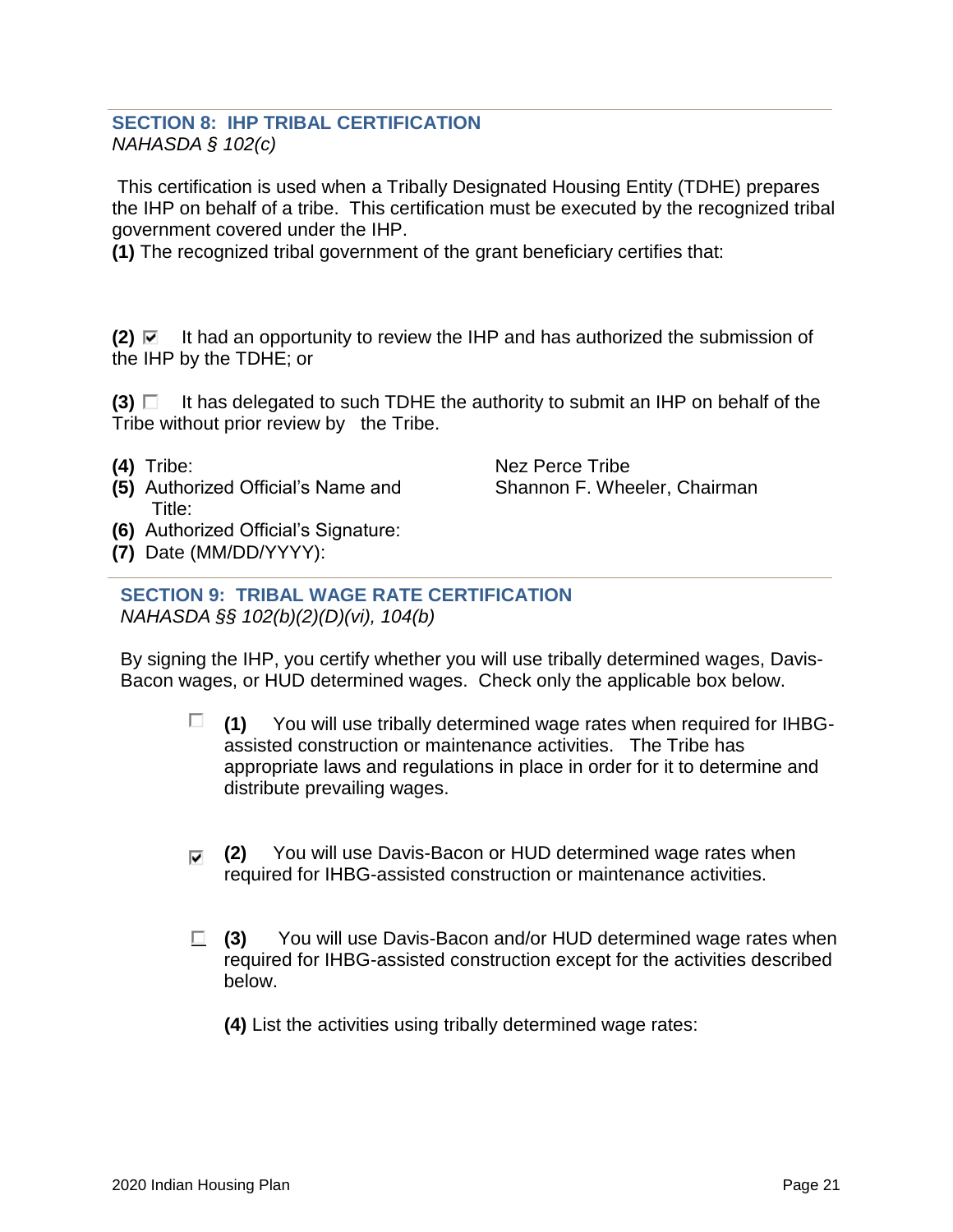## SECTION 8: IHP TRIBAL CERTIFICATION

*NAHASDA § 102(c)*

This certification is used when a Tribally Designated Housing Entity (TDHE) prepares the IHP on behalf of a tribe. This certification must be executed by the recognized tribal government covered under the IHP.

**(1)** The recognized tribal government of the grant beneficiary certifies that:

**(2)** ☑ It had an opportunity to review the IHP and has authorized the submission of the IHP by the TDHE; or

**(3)** ☐ It has delegated to such TDHE the authority to submit an IHP on behalf of the Tribe without prior review by the Tribe.

| | |
|---|---|
| **(4)** Tribe: | Nez Perce Tribe |
| **(5)** Authorized Official's Name and Title: | Shannon F. Wheeler, Chairman |
| **(6)** Authorized Official's Signature: | |
| **(7)** Date (MM/DD/YYYY): | |

## SECTION 9: TRIBAL WAGE RATE CERTIFICATION

*NAHASDA §§ 102(b)(2)(D)(vi), 104(b)*

By signing the IHP, you certify whether you will use tribally determined wages, Davis-Bacon wages, or HUD determined wages. Check only the applicable box below.

☐ **(1)** You will use tribally determined wage rates when required for IHBG-assisted construction or maintenance activities. The Tribe has appropriate laws and regulations in place in order for it to determine and distribute prevailing wages.

☑ **(2)** You will use Davis-Bacon or HUD determined wage rates when required for IHBG-assisted construction or maintenance activities.

☐ **(3)** You will use Davis-Bacon and/or HUD determined wage rates when required for IHBG-assisted construction except for the activities described below.

**(4)** List the activities using tribally determined wage rates: